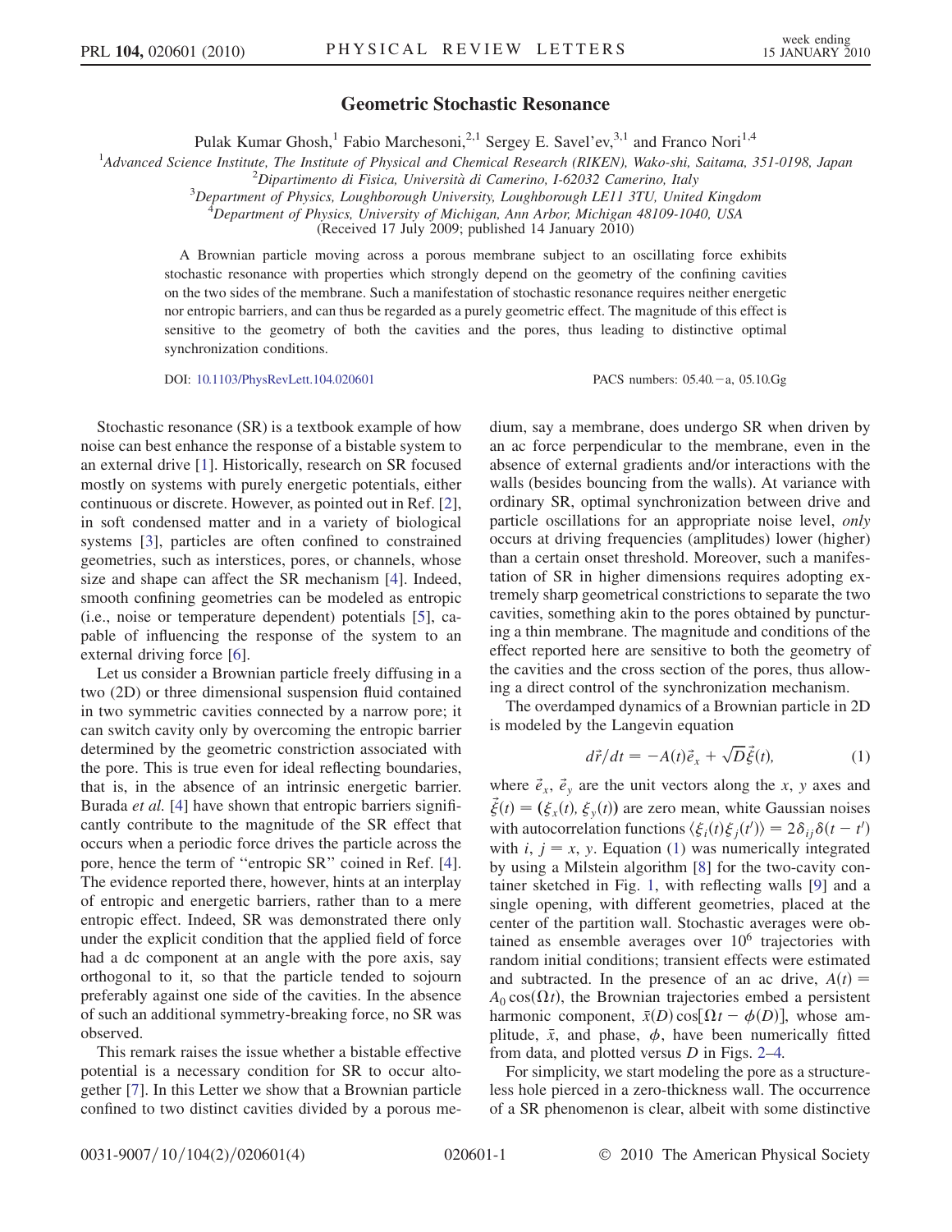# Geometric Stochastic Resonance

Pulak Kumar Ghosh,[1] Fabio Marchesoni,[2,1] Sergey E. Savel'ev,[3,1] and Franco Nori[1,4]

[1]Advanced Science Institute, The Institute of Physical and Chemical Research (RIKEN), Wako-shi, Saitama, 351-0198, Japan
[2]Dipartimento di Fisica, Università di Camerino, I-62032 Camerino, Italy
[3]Department of Physics, Loughborough University, Loughborough LE11 3TU, United Kingdom
[4]Department of Physics, University of Michigan, Ann Arbor, Michigan 48109-1040, USA
(Received 17 July 2009; published 14 January 2010)

A Brownian particle moving across a porous membrane subject to an oscillating force exhibits stochastic resonance with properties which strongly depend on the geometry of the confining cavities on the two sides of the membrane. Such a manifestation of stochastic resonance requires neither energetic nor entropic barriers, and can thus be regarded as a purely geometric effect. The magnitude of this effect is sensitive to the geometry of both the cavities and the pores, thus leading to distinctive optimal synchronization conditions.

DOI: 10.1103/PhysRevLett.104.020601 PACS numbers: 05.40.−a, 05.10.Gg

Stochastic resonance (SR) is a textbook example of how noise can best enhance the response of a bistable system to an external drive [1]. Historically, research on SR focused mostly on systems with purely energetic potentials, either continuous or discrete. However, as pointed out in Ref. [2], in soft condensed matter and in a variety of biological systems [3], particles are often confined to constrained geometries, such as interstices, pores, or channels, whose size and shape can affect the SR mechanism [4]. Indeed, smooth confining geometries can be modeled as entropic (i.e., noise or temperature dependent) potentials [5], capable of influencing the response of the system to an external driving force [6].

Let us consider a Brownian particle freely diffusing in a two (2D) or three dimensional suspension fluid contained in two symmetric cavities connected by a narrow pore; it can switch cavity only by overcoming the entropic barrier determined by the geometric constriction associated with the pore. This is true even for ideal reflecting boundaries, that is, in the absence of an intrinsic energetic barrier. Burada *et al.* [4] have shown that entropic barriers significantly contribute to the magnitude of the SR effect that occurs when a periodic force drives the particle across the pore, hence the term of "entropic SR" coined in Ref. [4]. The evidence reported there, however, hints at an interplay of entropic and energetic barriers, rather than to a mere entropic effect. Indeed, SR was demonstrated there only under the explicit condition that the applied field of force had a dc component at an angle with the pore axis, say orthogonal to it, so that the particle tended to sojourn preferably against one side of the cavities. In the absence of such an additional symmetry-breaking force, no SR was observed.

This remark raises the issue whether a bistable effective potential is a necessary condition for SR to occur altogether [7]. In this Letter we show that a Brownian particle confined to two distinct cavities divided by a porous medium, say a membrane, does undergo SR when driven by an ac force perpendicular to the membrane, even in the absence of external gradients and/or interactions with the walls (besides bouncing from the walls). At variance with ordinary SR, optimal synchronization between drive and particle oscillations for an appropriate noise level, *only* occurs at driving frequencies (amplitudes) lower (higher) than a certain onset threshold. Moreover, such a manifestation of SR in higher dimensions requires adopting extremely sharp geometrical constrictions to separate the two cavities, something akin to the pores obtained by puncturing a thin membrane. The magnitude and conditions of the effect reported here are sensitive to both the geometry of the cavities and the cross section of the pores, thus allowing a direct control of the synchronization mechanism.

The overdamped dynamics of a Brownian particle in 2D is modeled by the Langevin equation

$$d\vec{r}/dt = -A(t)\vec{e}_x + \sqrt{D}\vec{\xi}(t), \tag{1}$$

where $\vec{e}_x$, $\vec{e}_y$ are the unit vectors along the $x$, $y$ axes and $\vec{\xi}(t) = (\xi_x(t), \xi_y(t))$ are zero mean, white Gaussian noises with autocorrelation functions $\langle \xi_i(t)\xi_j(t')\rangle = 2\delta_{ij}\delta(t - t')$ with $i$, $j = x$, $y$. Equation (1) was numerically integrated by using a Milstein algorithm [8] for the two-cavity container sketched in Fig. 1, with reflecting walls [9] and a single opening, with different geometries, placed at the center of the partition wall. Stochastic averages were obtained as ensemble averages over $10^6$ trajectories with random initial conditions; transient effects were estimated and subtracted. In the presence of an ac drive, $A(t) = A_0 \cos(\Omega t)$, the Brownian trajectories embed a persistent harmonic component, $\bar{x}(D)\cos[\Omega t - \phi(D)]$, whose amplitude, $\bar{x}$, and phase, $\phi$, have been numerically fitted from data, and plotted versus $D$ in Figs. 2–4.

For simplicity, we start modeling the pore as a structureless hole pierced in a zero-thickness wall. The occurrence of a SR phenomenon is clear, albeit with some distinctive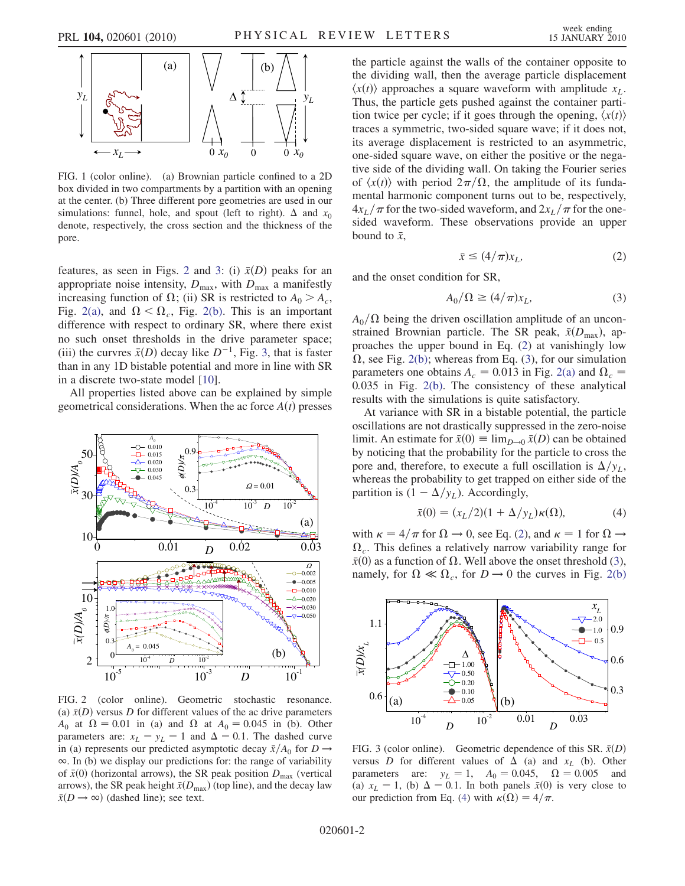FIG. 1 (color online). (a) Brownian particle confined to a 2D box divided in two compartments by a partition with an opening at the center. (b) Three different pore geometries are used in our simulations: funnel, hole, and spout (left to right). $\Delta$ and $x_0$ denote, respectively, the cross section and the thickness of the pore.

features, as seen in Figs. 2 and 3: (i) $\bar{x}(D)$ peaks for an appropriate noise intensity, $D_{\max}$, with $D_{\max}$ a manifestly increasing function of $\Omega$; (ii) SR is restricted to $A_0 > A_c$, Fig. 2(a), and $\Omega < \Omega_c$, Fig. 2(b). This is an important difference with respect to ordinary SR, where there exist no such onset thresholds in the drive parameter space; (iii) the curvres $\bar{x}(D)$ decay like $D^{-1}$, Fig. 3, that is faster than in any 1D bistable potential and more in line with SR in a discrete two-state model [10].

All properties listed above can be explained by simple geometrical considerations. When the ac force $A(t)$ presses the particle against the walls of the container opposite to the dividing wall, then the average particle displacement $\langle x(t)\rangle$ approaches a square waveform with amplitude $x_L$. Thus, the particle gets pushed against the container partition twice per cycle; if it goes through the opening, $\langle x(t)\rangle$ traces a symmetric, two-sided square wave; if it does not, its average displacement is restricted to an asymmetric, one-sided square wave, on either the positive or the negative side of the dividing wall. On taking the Fourier series of $\langle x(t)\rangle$ with period $2\pi/\Omega$, the amplitude of its fundamental harmonic component turns out to be, respectively, $4x_L/\pi$ for the two-sided waveform, and $2x_L/\pi$ for the one-sided waveform. These observations provide an upper bound to $\bar{x}$,

$$\bar{x} \leq (4/\pi)x_L, \tag{2}$$

and the onset condition for SR,

$$A_0/\Omega \geq (4/\pi)x_L, \tag{3}$$

$A_0/\Omega$ being the driven oscillation amplitude of an unconstrained Brownian particle. The SR peak, $\bar{x}(D_{\max})$, approaches the upper bound in Eq. (2) at vanishingly low $\Omega$, see Fig. 2(b); whereas from Eq. (3), for our simulation parameters one obtains $A_c = 0.013$ in Fig. 2(a) and $\Omega_c = 0.035$ in Fig. 2(b). The consistency of these analytical results with the simulations is quite satisfactory.

At variance with SR in a bistable potential, the particle oscillations are not drastically suppressed in the zero-noise limit. An estimate for $\bar{x}(0) \equiv \lim_{D\to 0}\bar{x}(D)$ can be obtained by noticing that the probability for the particle to cross the pore and, therefore, to execute a full oscillation is $\Delta/y_L$, whereas the probability to get trapped on either side of the partition is $(1-\Delta/y_L)$. Accordingly,

$$\bar{x}(0) = (x_L/2)(1+\Delta/y_L)\kappa(\Omega), \tag{4}$$

with $\kappa = 4/\pi$ for $\Omega \to 0$, see Eq. (2), and $\kappa = 1$ for $\Omega \to \Omega_c$. This defines a relatively narrow variability range for $\bar{x}(0)$ as a function of $\Omega$. Well above the onset threshold (3), namely, for $\Omega \ll \Omega_c$, for $D \to 0$ the curves in Fig. 2(b)

FIG. 2 (color online). Geometric stochastic resonance. (a) $\bar{x}(D)$ for different values of the ac drive parameters $A_0$ at $\Omega = 0.01$ in (a) and $\Omega$ at $A_0 = 0.045$ in (b). Other parameters are: $x_L = y_L = 1$ and $\Delta = 0.1$. The dashed curve in (a) represents our predicted asymptotic decay $\bar{x}/A_0$ for $D \to \infty$. In (b) we display our predictions for: the range of variability of $\bar{x}(0)$ (horizontal arrows), the SR peak position $D_{\max}$ (vertical arrows), the SR peak height $\bar{x}(D_{\max})$ (top line), and the decay law $\bar{x}(D \to \infty)$ (dashed line); see text.

FIG. 3 (color online). Geometric dependence of this SR. $\bar{x}(D)$ versus $D$ for different values of $\Delta$ (a) and $x_L$ (b). Other parameters are: $y_L = 1$, $A_0 = 0.045$, $\Omega = 0.005$ and (a) $x_L = 1$, (b) $\Delta = 0.1$. In both panels $\bar{x}(0)$ is very close to our prediction from Eq. (4) with $\kappa(\Omega) = 4/\pi$.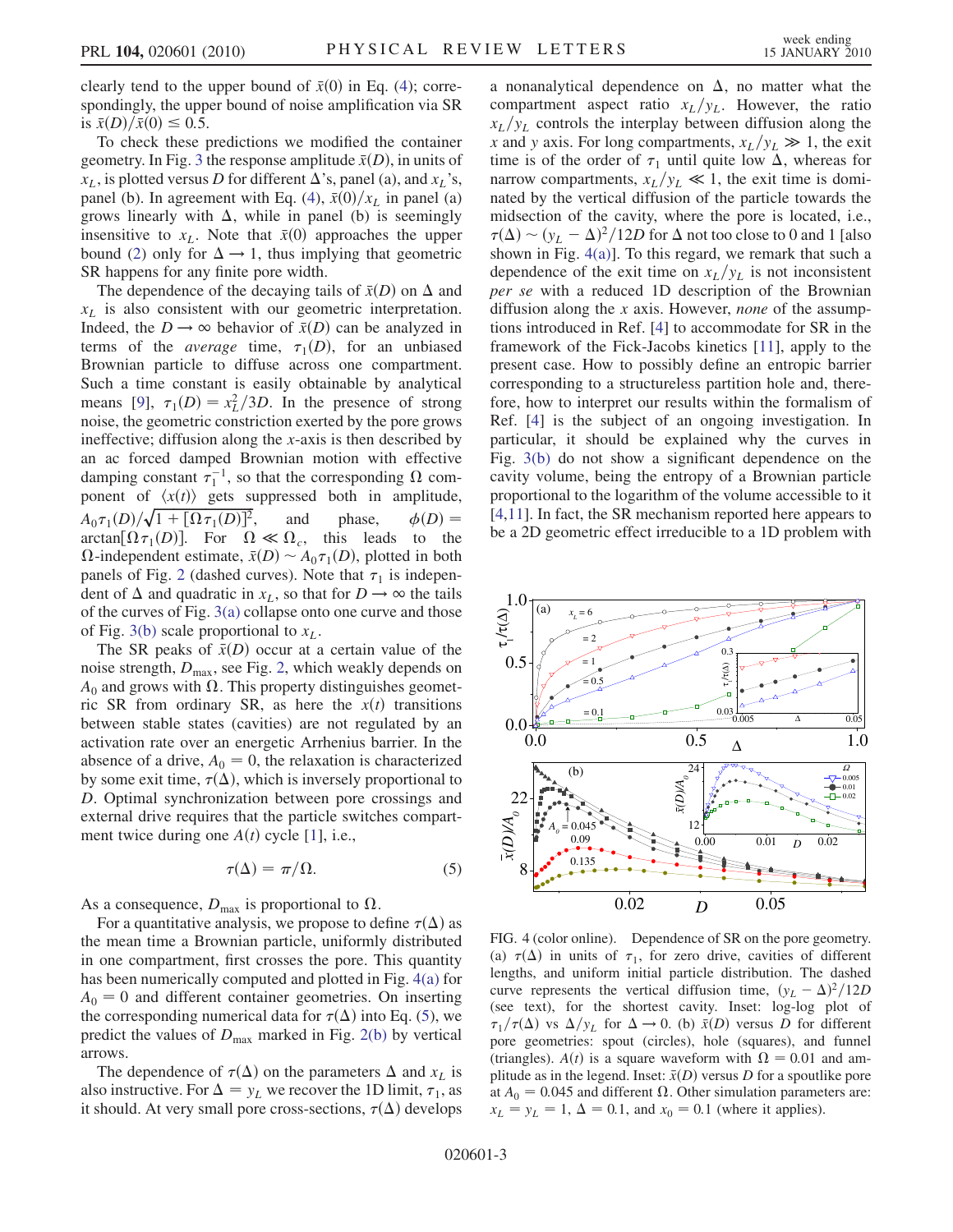clearly tend to the upper bound of $\bar{x}(0)$ in Eq. (4); correspondingly, the upper bound of noise amplification via SR is $\bar{x}(D)/\bar{x}(0) \leq 0.5$.

To check these predictions we modified the container geometry. In Fig. 3 the response amplitude $\bar{x}(D)$, in units of $x_L$, is plotted versus $D$ for different $\Delta$'s, panel (a), and $x_L$'s, panel (b). In agreement with Eq. (4), $\bar{x}(0)/x_L$ in panel (a) grows linearly with $\Delta$, while in panel (b) is seemingly insensitive to $x_L$. Note that $\bar{x}(0)$ approaches the upper bound (2) only for $\Delta \to 1$, thus implying that geometric SR happens for any finite pore width.

The dependence of the decaying tails of $\bar{x}(D)$ on $\Delta$ and $x_L$ is also consistent with our geometric interpretation. Indeed, the $D \to \infty$ behavior of $\bar{x}(D)$ can be analyzed in terms of the *average* time, $\tau_1(D)$, for an unbiased Brownian particle to diffuse across one compartment. Such a time constant is easily obtainable by analytical means [9], $\tau_1(D) = x_L^2/3D$. In the presence of strong noise, the geometric constriction exerted by the pore grows ineffective; diffusion along the $x$-axis is then described by an ac forced damped Brownian motion with effective damping constant $\tau_1^{-1}$, so that the corresponding $\Omega$ component of $\langle x(t) \rangle$ gets suppressed both in amplitude, $A_0\tau_1(D)/\sqrt{1 + [\Omega\tau_1(D)]^2}$, and phase, $\phi(D) = \arctan[\Omega\tau_1(D)]$. For $\Omega \ll \Omega_c$, this leads to the $\Omega$-independent estimate, $\bar{x}(D) \sim A_0\tau_1(D)$, plotted in both panels of Fig. 2 (dashed curves). Note that $\tau_1$ is independent of $\Delta$ and quadratic in $x_L$, so that for $D \to \infty$ the tails of the curves of Fig. 3(a) collapse onto one curve and those of Fig. 3(b) scale proportional to $x_L$.

The SR peaks of $\bar{x}(D)$ occur at a certain value of the noise strength, $D_{\max}$, see Fig. 2, which weakly depends on $A_0$ and grows with $\Omega$. This property distinguishes geometric SR from ordinary SR, as here the $x(t)$ transitions between stable states (cavities) are not regulated by an activation rate over an energetic Arrhenius barrier. In the absence of a drive, $A_0 = 0$, the relaxation is characterized by some exit time, $\tau(\Delta)$, which is inversely proportional to $D$. Optimal synchronization between pore crossings and external drive requires that the particle switches compartment twice during one $A(t)$ cycle [1], i.e.,

$$\tau(\Delta) = \pi/\Omega. \tag{5}$$

As a consequence, $D_{\max}$ is proportional to $\Omega$.

For a quantitative analysis, we propose to define $\tau(\Delta)$ as the mean time a Brownian particle, uniformly distributed in one compartment, first crosses the pore. This quantity has been numerically computed and plotted in Fig. 4(a) for $A_0 = 0$ and different container geometries. On inserting the corresponding numerical data for $\tau(\Delta)$ into Eq. (5), we predict the values of $D_{\max}$ marked in Fig. 2(b) by vertical arrows.

The dependence of $\tau(\Delta)$ on the parameters $\Delta$ and $x_L$ is also instructive. For $\Delta = y_L$ we recover the 1D limit, $\tau_1$, as it should. At very small pore cross-sections, $\tau(\Delta)$ develops a nonanalytical dependence on $\Delta$, no matter what the compartment aspect ratio $x_L/y_L$. However, the ratio $x_L/y_L$ controls the interplay between diffusion along the $x$ and $y$ axis. For long compartments, $x_L/y_L \gg 1$, the exit time is of the order of $\tau_1$ until quite low $\Delta$, whereas for narrow compartments, $x_L/y_L \ll 1$, the exit time is dominated by the vertical diffusion of the particle towards the midsection of the cavity, where the pore is located, i.e., $\tau(\Delta) \sim (y_L - \Delta)^2/12D$ for $\Delta$ not too close to 0 and 1 [also shown in Fig. 4(a)]. To this regard, we remark that such a dependence of the exit time on $x_L/y_L$ is not inconsistent *per se* with a reduced 1D description of the Brownian diffusion along the $x$ axis. However, *none* of the assumptions introduced in Ref. [4] to accommodate for SR in the framework of the Fick-Jacobs kinetics [11], apply to the present case. How to possibly define an entropic barrier corresponding to a structureless partition hole and, therefore, how to interpret our results within the formalism of Ref. [4] is the subject of an ongoing investigation. In particular, it should be explained why the curves in Fig. 3(b) do not show a significant dependence on the cavity volume, being the entropy of a Brownian particle proportional to the logarithm of the volume accessible to it [4,11]. In fact, the SR mechanism reported here appears to be a 2D geometric effect irreducible to a 1D problem with

FIG. 4 (color online). Dependence of SR on the pore geometry. (a) $\tau(\Delta)$ in units of $\tau_1$, for zero drive, cavities of different lengths, and uniform initial particle distribution. The dashed curve represents the vertical diffusion time, $(y_L - \Delta)^2/12D$ (see text), for the shortest cavity. Inset: log-log plot of $\tau_1/\tau(\Delta)$ vs $\Delta/y_L$ for $\Delta \to 0$. (b) $\bar{x}(D)$ versus $D$ for different pore geometries: spout (circles), hole (squares), and funnel (triangles). $A(t)$ is a square waveform with $\Omega = 0.01$ and amplitude as in the legend. Inset: $\bar{x}(D)$ versus $D$ for a spoutlike pore at $A_0 = 0.045$ and different $\Omega$. Other simulation parameters are: $x_L = y_L = 1$, $\Delta = 0.1$, and $x_0 = 0.1$ (where it applies).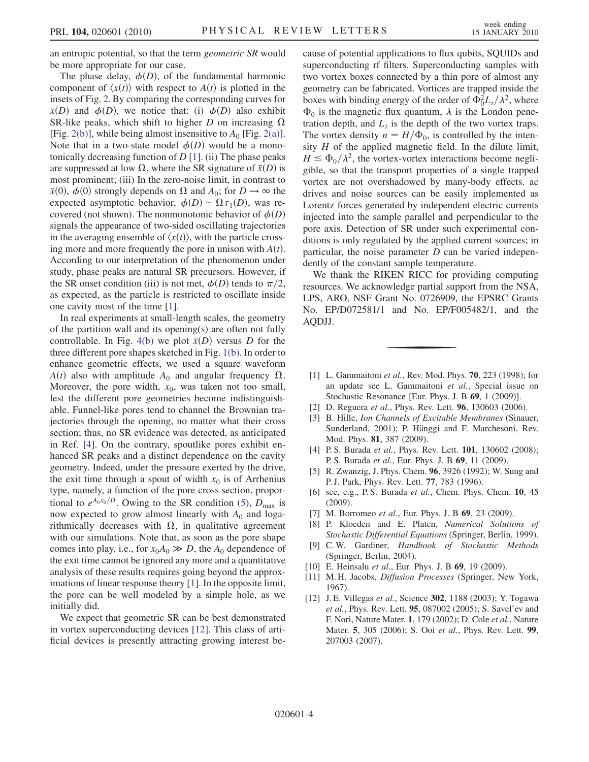an entropic potential, so that the term *geometric SR* would be more appropriate for our case.

The phase delay, $\phi(D)$, of the fundamental harmonic component of $\langle x(t)\rangle$ with respect to $A(t)$ is plotted in the insets of Fig. 2. By comparing the corresponding curves for $\bar{x}(D)$ and $\phi(D)$, we notice that: (i) $\phi(D)$ also exhibit SR-like peaks, which shift to higher $D$ on increasing $\Omega$ [Fig. 2(b)], while being almost insensitive to $A_0$ [Fig. 2(a)]. Note that in a two-state model $\phi(D)$ would be a monotonically decreasing function of $D$ [1]. (ii) The phase peaks are suppressed at low $\Omega$, where the SR signature of $\bar{x}(D)$ is most prominent; (iii) In the zero-noise limit, in contrast to $\bar{x}(0)$, $\phi(0)$ strongly depends on $\Omega$ and $A_0$; for $D \to \infty$ the expected asymptotic behavior, $\phi(D) \sim \Omega\tau_1(D)$, was recovered (not shown). The nonmonotonic behavior of $\phi(D)$ signals the appearance of two-sided oscillating trajectories in the averaging ensemble of $\langle x(t)\rangle$, with the particle crossing more and more frequently the pore in unison with $A(t)$. According to our interpretation of the phenomenon under study, phase peaks are natural SR precursors. However, if the SR onset condition (iii) is not met, $\phi(D)$ tends to $\pi/2$, as expected, as the particle is restricted to oscillate inside one cavity most of the time [1].

In real experiments at small-length scales, the geometry of the partition wall and its opening(s) are often not fully controllable. In Fig. 4(b) we plot $\bar{x}(D)$ versus $D$ for the three different pore shapes sketched in Fig. 1(b). In order to enhance geometric effects, we used a square waveform $A(t)$ also with amplitude $A_0$ and angular frequency $\Omega$. Moreover, the pore width, $x_0$, was taken not too small, lest the different pore geometries become indistinguishable. Funnel-like pores tend to channel the Brownian trajectories through the opening, no matter what their cross section; thus, no SR evidence was detected, as anticipated in Ref. [4]. On the contrary, spoutlike pores exhibit enhanced SR peaks and a distinct dependence on the cavity geometry. Indeed, under the pressure exerted by the drive, the exit time through a spout of width $x_0$ is of Arrhenius type, namely, a function of the pore cross section, proportional to $e^{A_0 x_0/D}$. Owing to the SR condition (5), $D_{\max}$ is now expected to grow almost linearly with $A_0$ and logarithmically decreases with $\Omega$, in qualitative agreement with our simulations. Note that, as soon as the pore shape comes into play, i.e., for $x_0 A_0 \gg D$, the $A_0$ dependence of the exit time cannot be ignored any more and a quantitative analysis of these results requires going beyond the approximations of linear response theory [1]. In the opposite limit, the pore can be well modeled by a simple hole, as we initially did.

We expect that geometric SR can be best demonstrated in vortex superconducting devices [12]. This class of artificial devices is presently attracting growing interest because of potential applications to flux qubits, SQUIDs and superconducting rf filters. Superconducting samples with two vortex boxes connected by a thin pore of almost any geometry can be fabricated. Vortices are trapped inside the boxes with binding energy of the order of $\Phi_0^2 L_t/\lambda^2$, where $\Phi_0$ is the magnetic flux quantum, $\lambda$ is the London penetration depth, and $L_t$ is the depth of the two vortex traps. The vortex density $n = H/\Phi_0$, is controlled by the intensity $H$ of the applied magnetic field. In the dilute limit, $H \lesssim \Phi_0/\lambda^2$, the vortex-vortex interactions become negligible, so that the transport properties of a single trapped vortex are not overshadowed by many-body effects. ac drives and noise sources can be easily implemented as Lorentz forces generated by independent electric currents injected into the sample parallel and perpendicular to the pore axis. Detection of SR under such experimental conditions is only regulated by the applied current sources; in particular, the noise parameter $D$ can be varied independently of the constant sample temperature.

We thank the RIKEN RICC for providing computing resources. We acknowledge partial support from the NSA, LPS, ARO, NSF Grant No. 0726909, the EPSRC Grants No. EP/D072581/1 and No. EP/F005482/1, and the AQDJJ.

---

[1] L. Gammaitoni *et al.*, Rev. Mod. Phys. **70**, 223 (1998); for an update see L. Gammaitoni *et al.*, Special issue on Stochastic Resonance [Eur. Phys. J. B **69**, 1 (2009)].

[2] D. Reguera *et al.*, Phys. Rev. Lett. **96**, 130603 (2006).

[3] B. Hille, *Ion Channels of Excitable Membranes* (Sinauer, Sunderland, 2001); P. Hänggi and F. Marchesoni, Rev. Mod. Phys. **81**, 387 (2009).

[4] P.S. Burada *et al.*, Phys. Rev. Lett. **101**, 130602 (2008); P.S. Burada *et al.*, Eur. Phys. J. B **69**, 11 (2009).

[5] R. Zwanzig, J. Phys. Chem. **96**, 3926 (1992); W. Sung and P.J. Park, Phys. Rev. Lett. **77**, 783 (1996).

[6] see, e.g., P.S. Burada *et al.*, Chem. Phys. Chem. **10**, 45 (2009).

[7] M. Borromeo *et al.*, Eur. Phys. J. B **69**, 23 (2009).

[8] P. Kloeden and E. Platen, *Numerical Solutions of Stochastic Differential Equations* (Springer, Berlin, 1999).

[9] C.W. Gardiner, *Handbook of Stochastic Methods* (Springer, Berlin, 2004).

[10] E. Heinsalu *et al.*, Eur. Phys. J. B **69**, 19 (2009).

[11] M.H. Jacobs, *Diffusion Processes* (Springer, New York, 1967).

[12] J.E. Villegas *et al.*, Science **302**, 1188 (2003); Y. Togawa *et al.*, Phys. Rev. Lett. **95**, 087002 (2005); S. Savel'ev and F. Nori, Nature Mater. **1**, 179 (2002); D. Cole *et al.*, Nature Mater. **5**, 305 (2006); S. Ooi *et al.*, Phys. Rev. Lett. **99**, 207003 (2007).